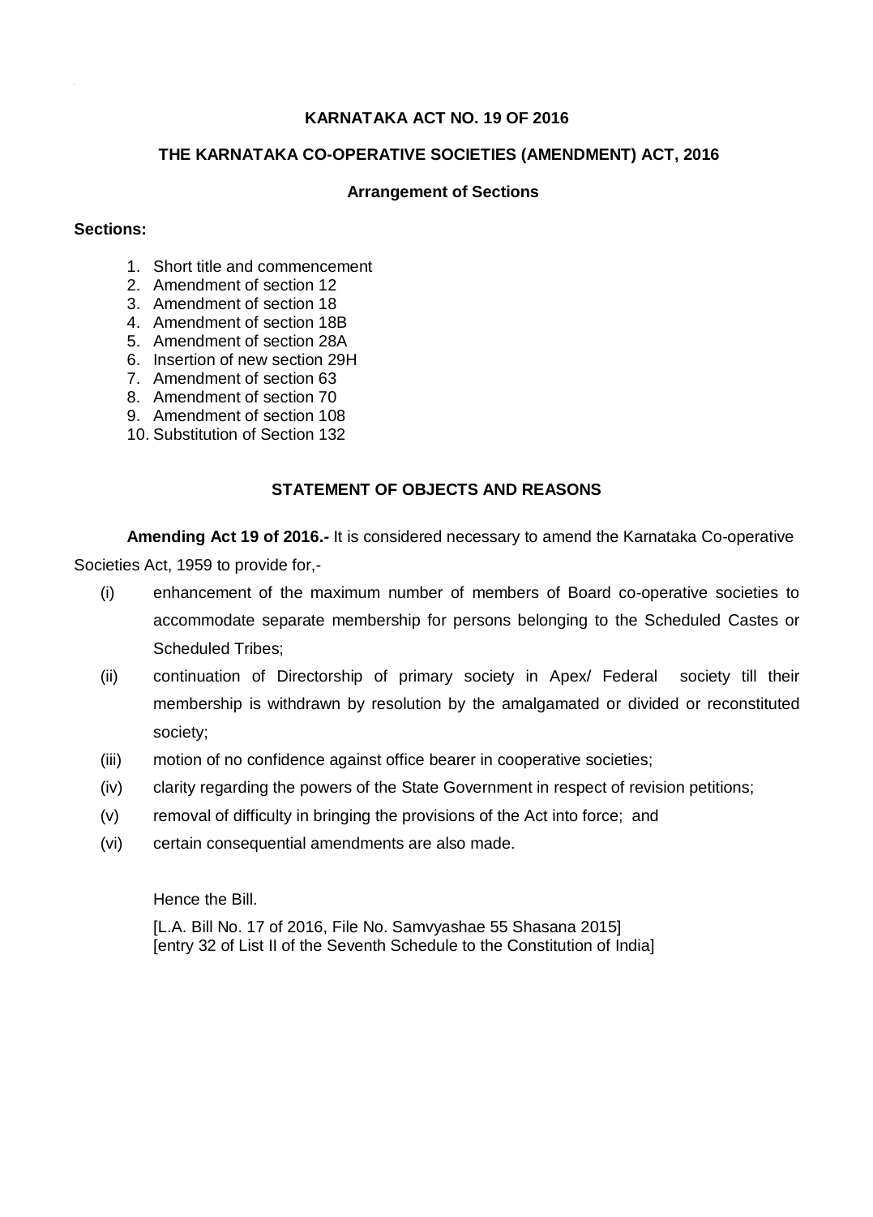**KARNATAKA ACT NO. 19 OF 2016**

**THE KARNATAKA CO-OPERATIVE SOCIETIES (AMENDMENT) ACT, 2016**

**Arrangement of Sections**

**Sections:**

1. Short title and commencement
2. Amendment of section 12
3. Amendment of section 18
4. Amendment of section 18B
5. Amendment of section 28A
6. Insertion of new section 29H
7. Amendment of section 63
8. Amendment of section 70
9. Amendment of section 108
10. Substitution of Section 132

**STATEMENT OF OBJECTS AND REASONS**

**Amending Act 19 of 2016.-** It is considered necessary to amend the Karnataka Co-operative Societies Act, 1959 to provide for,-

(i) enhancement of the maximum number of members of Board co-operative societies to accommodate separate membership for persons belonging to the Scheduled Castes or Scheduled Tribes;

(ii) continuation of Directorship of primary society in Apex/ Federal society till their membership is withdrawn by resolution by the amalgamated or divided or reconstituted society;

(iii) motion of no confidence against office bearer in cooperative societies;

(iv) clarity regarding the powers of the State Government in respect of revision petitions;

(v) removal of difficulty in bringing the provisions of the Act into force; and

(vi) certain consequential amendments are also made.

Hence the Bill.

[L.A. Bill No. 17 of 2016, File No. Samvyashae 55 Shasana 2015]
[entry 32 of List II of the Seventh Schedule to the Constitution of India]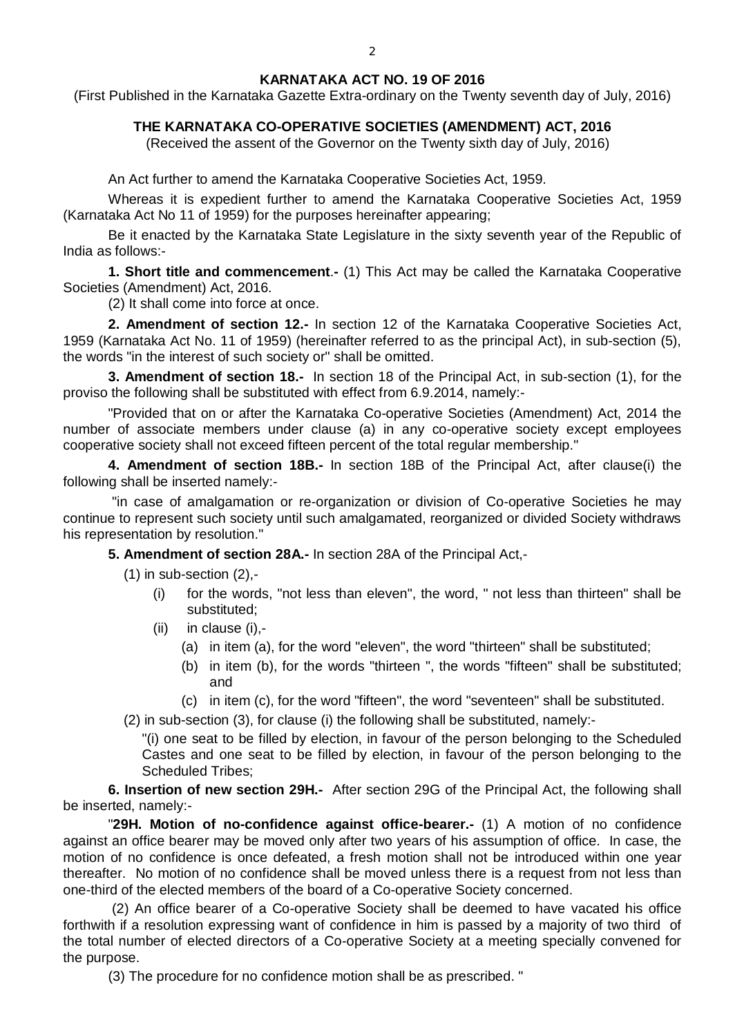**KARNATAKA ACT NO. 19 OF 2016**

(First Published in the Karnataka Gazette Extra-ordinary on the Twenty seventh day of July, 2016)

**THE KARNATAKA CO-OPERATIVE SOCIETIES (AMENDMENT) ACT, 2016**

(Received the assent of the Governor on the Twenty sixth day of July, 2016)

An Act further to amend the Karnataka Cooperative Societies Act, 1959.

Whereas it is expedient further to amend the Karnataka Cooperative Societies Act, 1959 (Karnataka Act No 11 of 1959) for the purposes hereinafter appearing;

Be it enacted by the Karnataka State Legislature in the sixty seventh year of the Republic of India as follows:-

**1. Short title and commencement.-** (1) This Act may be called the Karnataka Cooperative Societies (Amendment) Act, 2016.

(2) It shall come into force at once.

**2. Amendment of section 12.-** In section 12 of the Karnataka Cooperative Societies Act, 1959 (Karnataka Act No. 11 of 1959) (hereinafter referred to as the principal Act), in sub-section (5), the words "in the interest of such society or" shall be omitted.

**3. Amendment of section 18.-** In section 18 of the Principal Act, in sub-section (1), for the proviso the following shall be substituted with effect from 6.9.2014, namely:-

"Provided that on or after the Karnataka Co-operative Societies (Amendment) Act, 2014 the number of associate members under clause (a) in any co-operative society except employees cooperative society shall not exceed fifteen percent of the total regular membership."

**4. Amendment of section 18B.-** In section 18B of the Principal Act, after clause(i) the following shall be inserted namely:-

"in case of amalgamation or re-organization or division of Co-operative Societies he may continue to represent such society until such amalgamated, reorganized or divided Society withdraws his representation by resolution."

**5. Amendment of section 28A.-** In section 28A of the Principal Act,-

(1) in sub-section (2),-

- (i) for the words, "not less than eleven", the word, " not less than thirteen" shall be substituted;
- (ii) in clause (i),-
  - (a) in item (a), for the word "eleven", the word "thirteen" shall be substituted;
  - (b) in item (b), for the words "thirteen ", the words "fifteen" shall be substituted; and
  - (c) in item (c), for the word "fifteen", the word "seventeen" shall be substituted.

(2) in sub-section (3), for clause (i) the following shall be substituted, namely:-

"(i) one seat to be filled by election, in favour of the person belonging to the Scheduled Castes and one seat to be filled by election, in favour of the person belonging to the Scheduled Tribes;

**6. Insertion of new section 29H.-** After section 29G of the Principal Act, the following shall be inserted, namely:-

"**29H. Motion of no-confidence against office-bearer.-** (1) A motion of no confidence against an office bearer may be moved only after two years of his assumption of office. In case, the motion of no confidence is once defeated, a fresh motion shall not be introduced within one year thereafter. No motion of no confidence shall be moved unless there is a request from not less than one-third of the elected members of the board of a Co-operative Society concerned.

(2) An office bearer of a Co-operative Society shall be deemed to have vacated his office forthwith if a resolution expressing want of confidence in him is passed by a majority of two third of the total number of elected directors of a Co-operative Society at a meeting specially convened for the purpose.

(3) The procedure for no confidence motion shall be as prescribed. "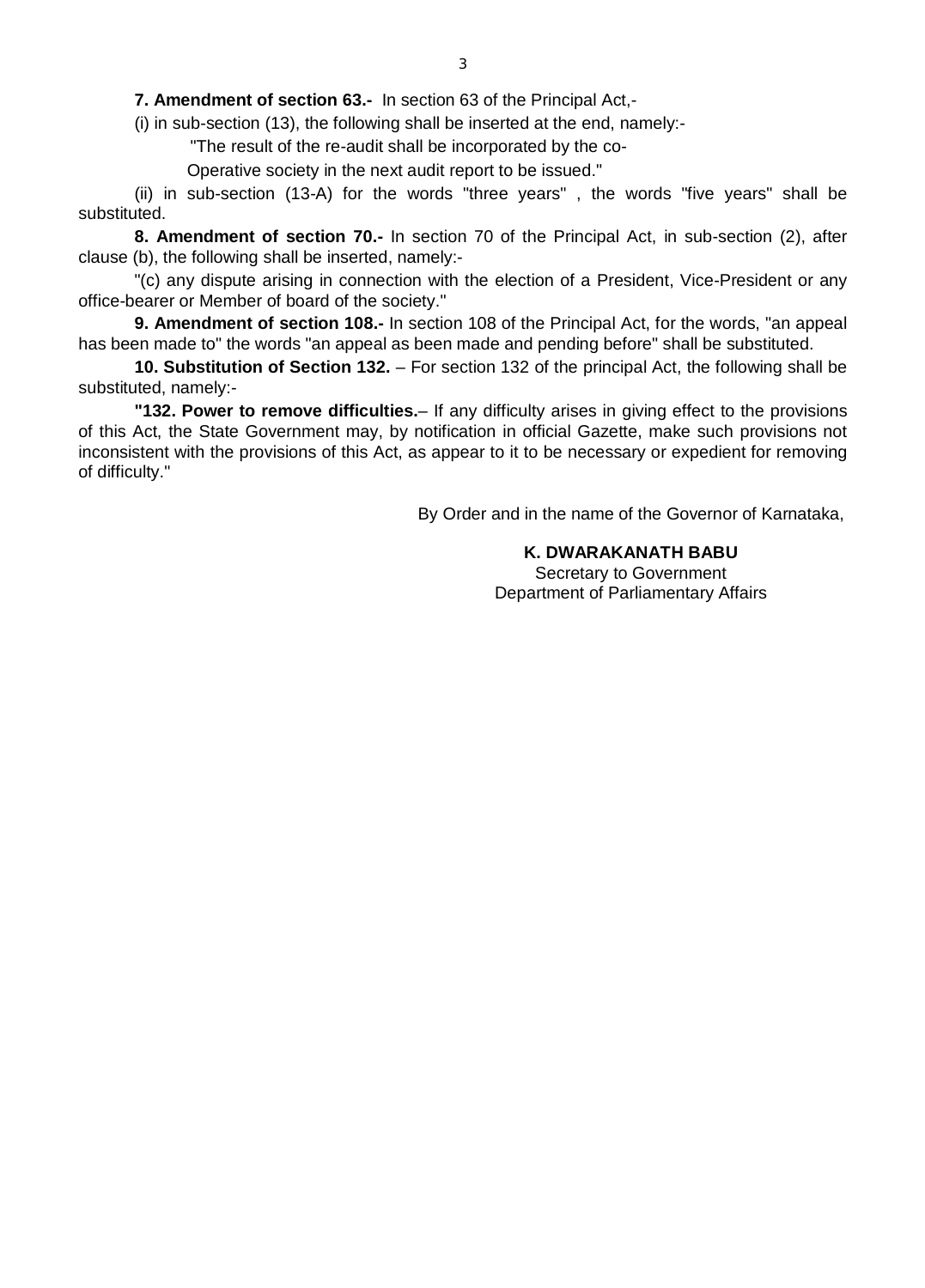**7. Amendment of section 63.-** In section 63 of the Principal Act,-

(i) in sub-section (13), the following shall be inserted at the end, namely:-

"The result of the re-audit shall be incorporated by the co-Operative society in the next audit report to be issued."

(ii) in sub-section (13-A) for the words "three years" , the words "five years" shall be substituted.

**8. Amendment of section 70.-** In section 70 of the Principal Act, in sub-section (2), after clause (b), the following shall be inserted, namely:-

"(c) any dispute arising in connection with the election of a President, Vice-President or any office-bearer or Member of board of the society."

**9. Amendment of section 108.-** In section 108 of the Principal Act, for the words, "an appeal has been made to" the words "an appeal as been made and pending before" shall be substituted.

**10. Substitution of Section 132.** – For section 132 of the principal Act, the following shall be substituted, namely:-

**"132. Power to remove difficulties.**– If any difficulty arises in giving effect to the provisions of this Act, the State Government may, by notification in official Gazette, make such provisions not inconsistent with the provisions of this Act, as appear to it to be necessary or expedient for removing of difficulty."

By Order and in the name of the Governor of Karnataka,

**K. DWARAKANATH BABU**
Secretary to Government
Department of Parliamentary Affairs